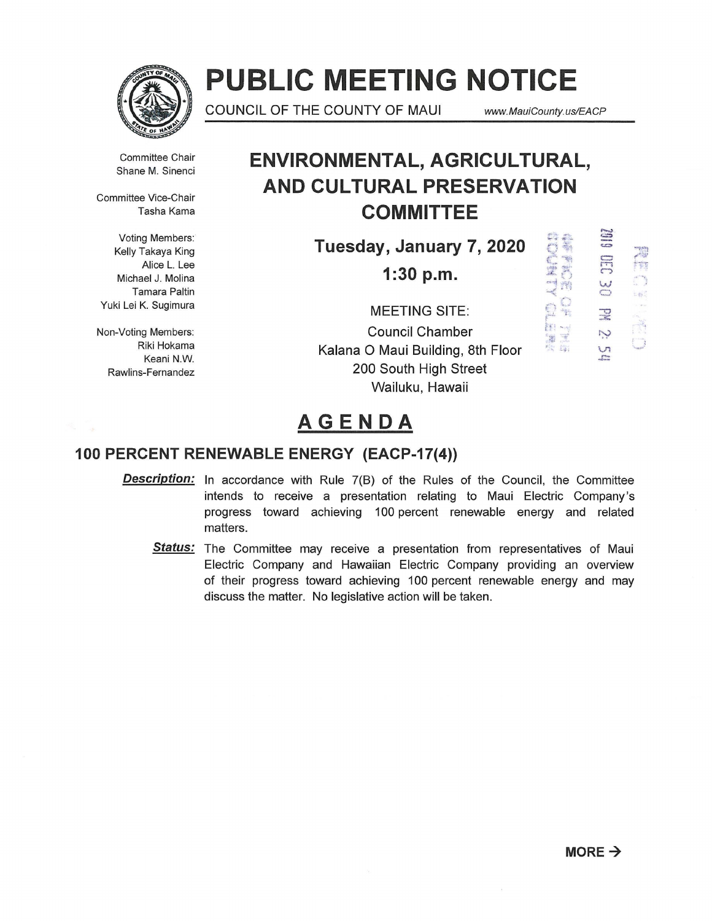# PUBLIC MEETING NOTICE

COUNCIL OF THE COUNTY OF MAUI www.MauiCounty.us/EACP

Committee Chair
Shane M. Sinenci

Committee Vice-Chair
Tasha Kama

Voting Members:
Kelly Takaya King
Alice L. Lee
Michael J. Molina
Tamara Paltin
Yuki Lei K. Sugimura

Non-Voting Members:
Riki Hokama
Keani N.W. Rawlins-Fernandez

## ENVIRONMENTAL, AGRICULTURAL, AND CULTURAL PRESERVATION COMMITTEE

**Tuesday, January 7, 2020**

**1:30 p.m.**

MEETING SITE:
Council Chamber
Kalana O Maui Building, 8th Floor
200 South High Street
Wailuku, Hawaii

RECEIVED
2019 DEC 30 PM 2:54
OFFICE OF THE COUNTY CLERK

## AGENDA

### 100 PERCENT RENEWABLE ENERGY (EACP-17(4))

***Description:*** In accordance with Rule 7(B) of the Rules of the Council, the Committee intends to receive a presentation relating to Maui Electric Company's progress toward achieving 100 percent renewable energy and related matters.

***Status:*** The Committee may receive a presentation from representatives of Maui Electric Company and Hawaiian Electric Company providing an overview of their progress toward achieving 100 percent renewable energy and may discuss the matter. No legislative action will be taken.

**MORE →**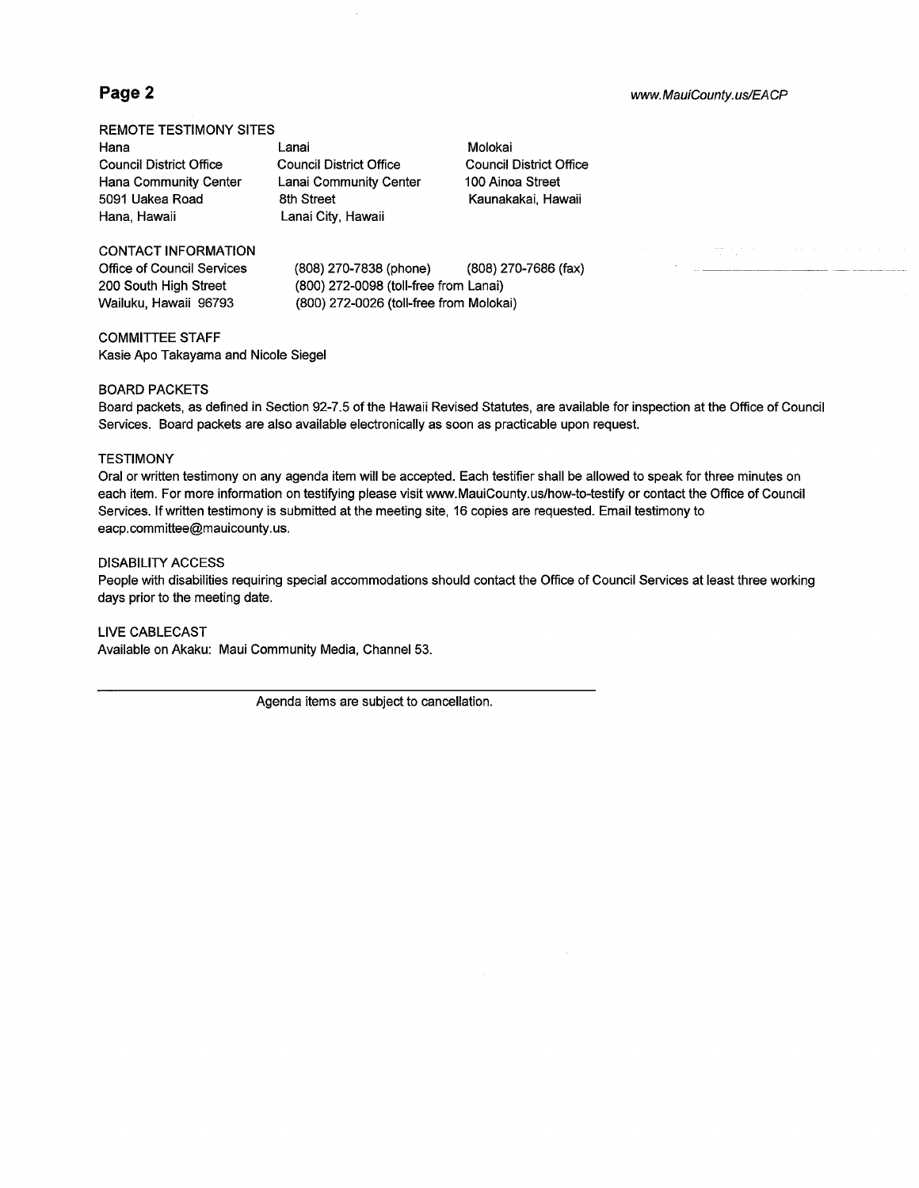REMOTE TESTIMONY SITES

| Hana | Lanai | Molokai |
|---|---|---|
| Council District Office | Council District Office | Council District Office |
| Hana Community Center | Lanai Community Center | 100 Ainoa Street |
| 5091 Uakea Road | 8th Street | Kaunakakai, Hawaii |
| Hana, Hawaii | Lanai City, Hawaii | |

CONTACT INFORMATION

Office of Council Services
200 South High Street
Wailuku, Hawaii 96793

(808) 270-7838 (phone)
(808) 270-7686 (fax)
(800) 272-0098 (toll-free from Lanai)
(800) 272-0026 (toll-free from Molokai)

COMMITTEE STAFF

Kasie Apo Takayama and Nicole Siegel

BOARD PACKETS

Board packets, as defined in Section 92-7.5 of the Hawaii Revised Statutes, are available for inspection at the Office of Council Services. Board packets are also available electronically as soon as practicable upon request.

TESTIMONY

Oral or written testimony on any agenda item will be accepted. Each testifier shall be allowed to speak for three minutes on each item. For more information on testifying please visit www.MauiCounty.us/how-to-testify or contact the Office of Council Services. If written testimony is submitted at the meeting site, 16 copies are requested. Email testimony to eacp.committee@mauicounty.us.

DISABILITY ACCESS

People with disabilities requiring special accommodations should contact the Office of Council Services at least three working days prior to the meeting date.

LIVE CABLECAST

Available on Akaku: Maui Community Media, Channel 53.

---

Agenda items are subject to cancellation.